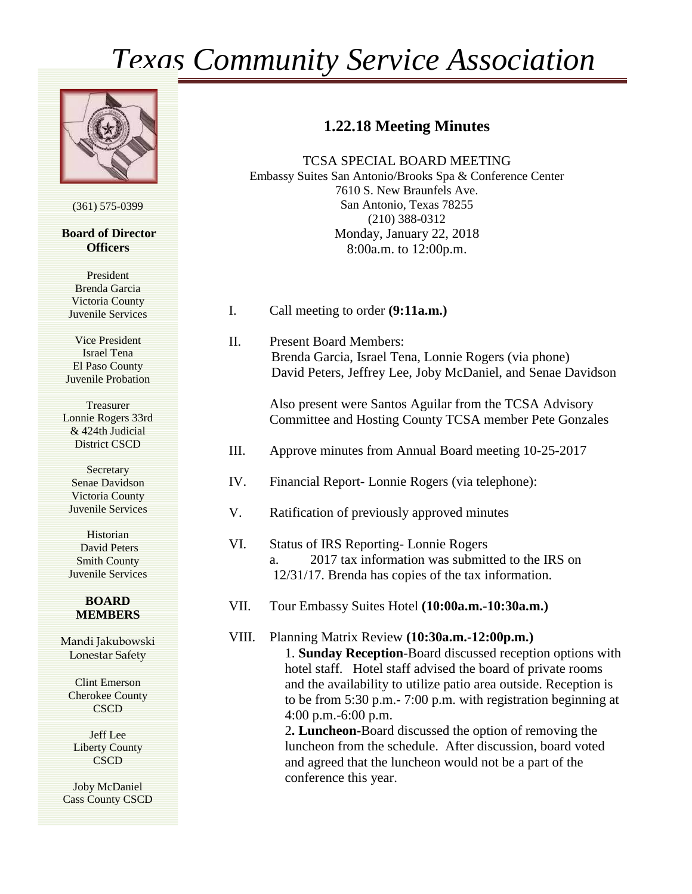# Texas Community Service Association

(361) 575-0399

**Board of Director Officers**

President
Brenda Garcia
Victoria County
Juvenile Services

Vice President
Israel Tena
El Paso County
Juvenile Probation

Treasurer
Lonnie Rogers 33rd & 424th Judicial District CSCD

Secretary
Senae Davidson
Victoria County
Juvenile Services

Historian
David Peters
Smith County
Juvenile Services

**BOARD MEMBERS**

Mandi Jakubowski
Lonestar Safety

Clint Emerson
Cherokee County
CSCD

Jeff Lee
Liberty County
CSCD

Joby McDaniel
Cass County CSCD

## 1.22.18 Meeting Minutes

TCSA SPECIAL BOARD MEETING
Embassy Suites San Antonio/Brooks Spa & Conference Center
7610 S. New Braunfels Ave.
San Antonio, Texas 78255
(210) 388-0312
Monday, January 22, 2018
8:00a.m. to 12:00p.m.

I. Call meeting to order **(9:11a.m.)**

II. Present Board Members:
Brenda Garcia, Israel Tena, Lonnie Rogers (via phone)
David Peters, Jeffrey Lee, Joby McDaniel, and Senae Davidson

Also present were Santos Aguilar from the TCSA Advisory Committee and Hosting County TCSA member Pete Gonzales

III. Approve minutes from Annual Board meeting 10-25-2017

IV. Financial Report- Lonnie Rogers (via telephone):

V. Ratification of previously approved minutes

VI. Status of IRS Reporting- Lonnie Rogers
a. 2017 tax information was submitted to the IRS on 12/31/17. Brenda has copies of the tax information.

VII. Tour Embassy Suites Hotel **(10:00a.m.-10:30a.m.)**

VIII. Planning Matrix Review **(10:30a.m.-12:00p.m.)**
1. **Sunday Reception**-Board discussed reception options with hotel staff. Hotel staff advised the board of private rooms and the availability to utilize patio area outside. Reception is to be from 5:30 p.m.- 7:00 p.m. with registration beginning at 4:00 p.m.-6:00 p.m.
2**. Luncheon**-Board discussed the option of removing the luncheon from the schedule. After discussion, board voted and agreed that the luncheon would not be a part of the conference this year.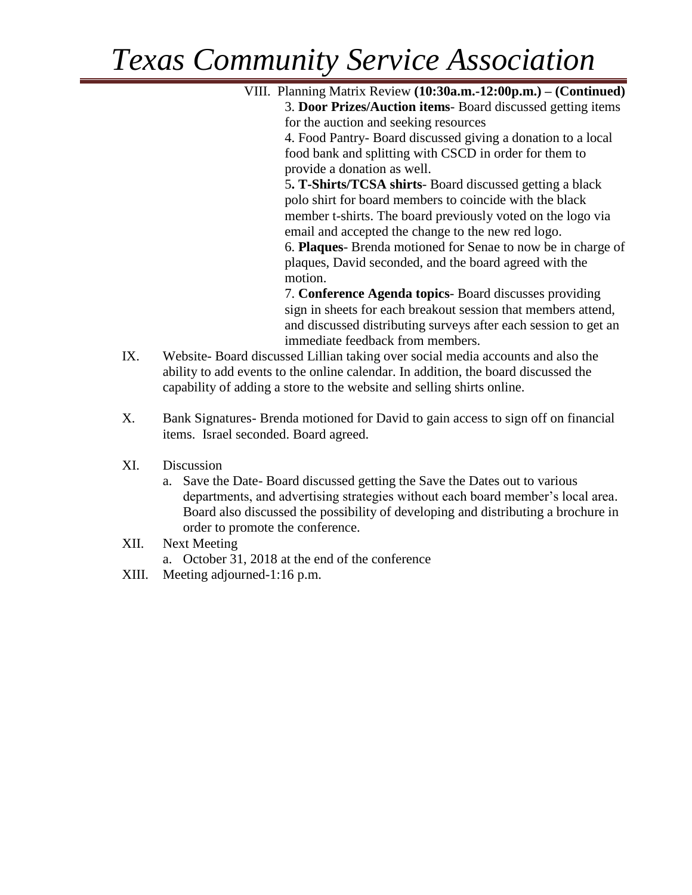# *Texas Community Service Association*

VIII. Planning Matrix Review **(10:30a.m.-12:00p.m.) – (Continued)**

3. **Door Prizes/Auction items**- Board discussed getting items for the auction and seeking resources

4. Food Pantry- Board discussed giving a donation to a local food bank and splitting with CSCD in order for them to provide a donation as well.

5**. T-Shirts/TCSA shirts**- Board discussed getting a black polo shirt for board members to coincide with the black member t-shirts. The board previously voted on the logo via email and accepted the change to the new red logo.

6. **Plaques**- Brenda motioned for Senae to now be in charge of plaques, David seconded, and the board agreed with the motion.

7. **Conference Agenda topics**- Board discusses providing sign in sheets for each breakout session that members attend, and discussed distributing surveys after each session to get an immediate feedback from members.

IX. Website- Board discussed Lillian taking over social media accounts and also the ability to add events to the online calendar. In addition, the board discussed the capability of adding a store to the website and selling shirts online.

X. Bank Signatures- Brenda motioned for David to gain access to sign off on financial items. Israel seconded. Board agreed.

XI. Discussion
   a. Save the Date- Board discussed getting the Save the Dates out to various departments, and advertising strategies without each board member's local area. Board also discussed the possibility of developing and distributing a brochure in order to promote the conference.

XII. Next Meeting
   a. October 31, 2018 at the end of the conference

XIII. Meeting adjourned-1:16 p.m.